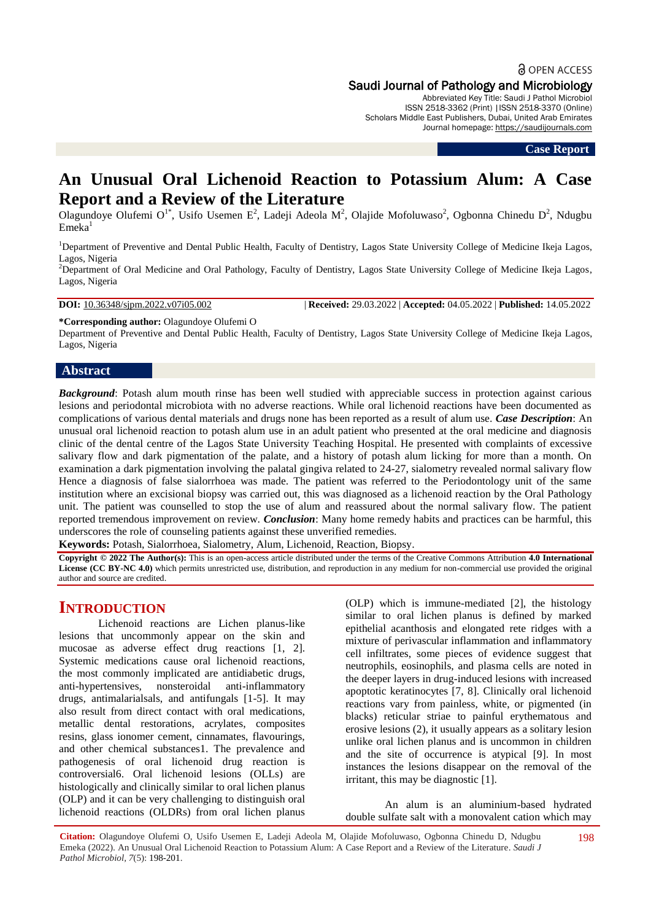OPEN ACCESS

Saudi Journal of Pathology and Microbiology
Abbreviated Key Title: Saudi J Pathol Microbiol
ISSN 2518-3362 (Print) |ISSN 2518-3370 (Online)
Scholars Middle East Publishers, Dubai, United Arab Emirates
Journal homepage: https://saudijournals.com

**Case Report**

# An Unusual Oral Lichenoid Reaction to Potassium Alum: A Case Report and a Review of the Literature

Olagundoye Olufemi O[1*], Usifo Usemen E[2], Ladeji Adeola M[2], Olajide Mofoluwaso[2], Ogbonna Chinedu D[2], Ndugbu Emeka[1]

[1]Department of Preventive and Dental Public Health, Faculty of Dentistry, Lagos State University College of Medicine Ikeja Lagos, Lagos, Nigeria

[2]Department of Oral Medicine and Oral Pathology, Faculty of Dentistry, Lagos State University College of Medicine Ikeja Lagos, Lagos, Nigeria

**DOI:** 10.36348/sjpm.2022.v07i05.002 | **Received:** 29.03.2022 | **Accepted:** 04.05.2022 | **Published:** 14.05.2022

**\*Corresponding author:** Olagundoye Olufemi O
Department of Preventive and Dental Public Health, Faculty of Dentistry, Lagos State University College of Medicine Ikeja Lagos, Lagos, Nigeria

## Abstract

***Background***: Potash alum mouth rinse has been well studied with appreciable success in protection against carious lesions and periodontal microbiota with no adverse reactions. While oral lichenoid reactions have been documented as complications of various dental materials and drugs none has been reported as a result of alum use. ***Case Description***: An unusual oral lichenoid reaction to potash alum use in an adult patient who presented at the oral medicine and diagnosis clinic of the dental centre of the Lagos State University Teaching Hospital. He presented with complaints of excessive salivary flow and dark pigmentation of the palate, and a history of potash alum licking for more than a month. On examination a dark pigmentation involving the palatal gingiva related to 24-27, sialometry revealed normal salivary flow Hence a diagnosis of false sialorrhoea was made. The patient was referred to the Periodontology unit of the same institution where an excisional biopsy was carried out, this was diagnosed as a lichenoid reaction by the Oral Pathology unit. The patient was counselled to stop the use of alum and reassured about the normal salivary flow. The patient reported tremendous improvement on review. ***Conclusion***: Many home remedy habits and practices can be harmful, this underscores the role of counseling patients against these unverified remedies.

**Keywords:** Potash, Sialorrhoea, Sialometry, Alum, Lichenoid, Reaction, Biopsy.

**Copyright © 2022 The Author(s):** This is an open-access article distributed under the terms of the Creative Commons Attribution **4.0 International License (CC BY-NC 4.0)** which permits unrestricted use, distribution, and reproduction in any medium for non-commercial use provided the original author and source are credited.

## INTRODUCTION

Lichenoid reactions are Lichen planus-like lesions that uncommonly appear on the skin and mucosae as adverse effect drug reactions [1, 2]. Systemic medications cause oral lichenoid reactions, the most commonly implicated are antidiabetic drugs, anti-hypertensives, nonsteroidal anti-inflammatory drugs, antimalarialsals, and antifungals [1-5]. It may also result from direct contact with oral medications, metallic dental restorations, acrylates, composites resins, glass ionomer cement, cinnamates, flavourings, and other chemical substances1. The prevalence and pathogenesis of oral lichenoid drug reaction is controversial6. Oral lichenoid lesions (OLLs) are histologically and clinically similar to oral lichen planus (OLP) and it can be very challenging to distinguish oral lichenoid reactions (OLDRs) from oral lichen planus (OLP) which is immune-mediated [2], the histology similar to oral lichen planus is defined by marked epithelial acanthosis and elongated rete ridges with a mixture of perivascular inflammation and inflammatory cell infiltrates, some pieces of evidence suggest that neutrophils, eosinophils, and plasma cells are noted in the deeper layers in drug-induced lesions with increased apoptotic keratinocytes [7, 8]. Clinically oral lichenoid reactions vary from painless, white, or pigmented (in blacks) reticular striae to painful erythematous and erosive lesions (2), it usually appears as a solitary lesion unlike oral lichen planus and is uncommon in children and the site of occurrence is atypical [9]. In most instances the lesions disappear on the removal of the irritant, this may be diagnostic [1].

An alum is an aluminium-based hydrated double sulfate salt with a monovalent cation which may

**Citation:** Olagundoye Olufemi O, Usifo Usemen E, Ladeji Adeola M, Olajide Mofoluwaso, Ogbonna Chinedu D, Ndugbu Emeka (2022). An Unusual Oral Lichenoid Reaction to Potassium Alum: A Case Report and a Review of the Literature. *Saudi J Pathol Microbiol, 7*(5): 198-201.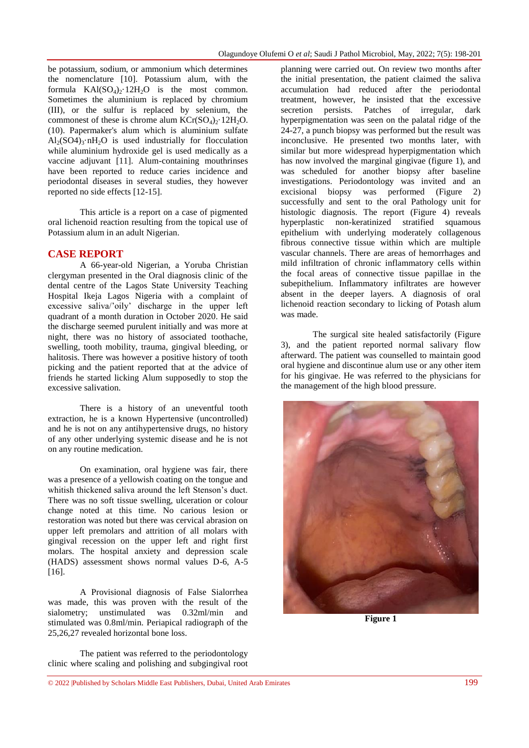be potassium, sodium, or ammonium which determines the nomenclature [10]. Potassium alum, with the formula $KAl(SO_4)_2{\cdot}12H_2O$ is the most common. Sometimes the aluminium is replaced by chromium (III), or the sulfur is replaced by selenium, the commonest of these is chrome alum $KCr(SO_4)_2{\cdot}12H_2O$. (10). Papermaker's alum which is aluminium sulfate $Al_2(SO4)_3{\cdot}nH_2O$ is used industrially for flocculation while aluminium hydroxide gel is used medically as a vaccine adjuvant [11]. Alum-containing mouthrinses have been reported to reduce caries incidence and periodontal diseases in several studies, they however reported no side effects [12-15].

This article is a report on a case of pigmented oral lichenoid reaction resulting from the topical use of Potassium alum in an adult Nigerian.

## CASE REPORT

A 66-year-old Nigerian, a Yoruba Christian clergyman presented in the Oral diagnosis clinic of the dental centre of the Lagos State University Teaching Hospital Ikeja Lagos Nigeria with a complaint of excessive saliva/'oily' discharge in the upper left quadrant of a month duration in October 2020. He said the discharge seemed purulent initially and was more at night, there was no history of associated toothache, swelling, tooth mobility, trauma, gingival bleeding, or halitosis. There was however a positive history of tooth picking and the patient reported that at the advice of friends he started licking Alum supposedly to stop the excessive salivation.

There is a history of an uneventful tooth extraction, he is a known Hypertensive (uncontrolled) and he is not on any antihypertensive drugs, no history of any other underlying systemic disease and he is not on any routine medication.

On examination, oral hygiene was fair, there was a presence of a yellowish coating on the tongue and whitish thickened saliva around the left Stenson's duct. There was no soft tissue swelling, ulceration or colour change noted at this time. No carious lesion or restoration was noted but there was cervical abrasion on upper left premolars and attrition of all molars with gingival recession on the upper left and right first molars. The hospital anxiety and depression scale (HADS) assessment shows normal values D-6, A-5 [16].

A Provisional diagnosis of False Sialorrhea was made, this was proven with the result of the sialometry; unstimulated was 0.32ml/min and stimulated was 0.8ml/min. Periapical radiograph of the 25,26,27 revealed horizontal bone loss.

The patient was referred to the periodontology clinic where scaling and polishing and subgingival root planning were carried out. On review two months after the initial presentation, the patient claimed the saliva accumulation had reduced after the periodontal treatment, however, he insisted that the excessive secretion persists. Patches of irregular, dark hyperpigmentation was seen on the palatal ridge of the 24-27, a punch biopsy was performed but the result was inconclusive. He presented two months later, with similar but more widespread hyperpigmentation which has now involved the marginal gingivae (figure 1), and was scheduled for another biopsy after baseline investigations. Periodontology was invited and an excisional biopsy was performed (Figure 2) successfully and sent to the oral Pathology unit for histologic diagnosis. The report (Figure 4) reveals hyperplastic non-keratinized stratified squamous epithelium with underlying moderately collagenous fibrous connective tissue within which are multiple vascular channels. There are areas of hemorrhages and mild infiltration of chronic inflammatory cells within the focal areas of connective tissue papillae in the subepithelium. Inflammatory infiltrates are however absent in the deeper layers. A diagnosis of oral lichenoid reaction secondary to licking of Potash alum was made.

The surgical site healed satisfactorily (Figure 3), and the patient reported normal salivary flow afterward. The patient was counselled to maintain good oral hygiene and discontinue alum use or any other item for his gingivae. He was referred to the physicians for the management of the high blood pressure.

**Figure 1**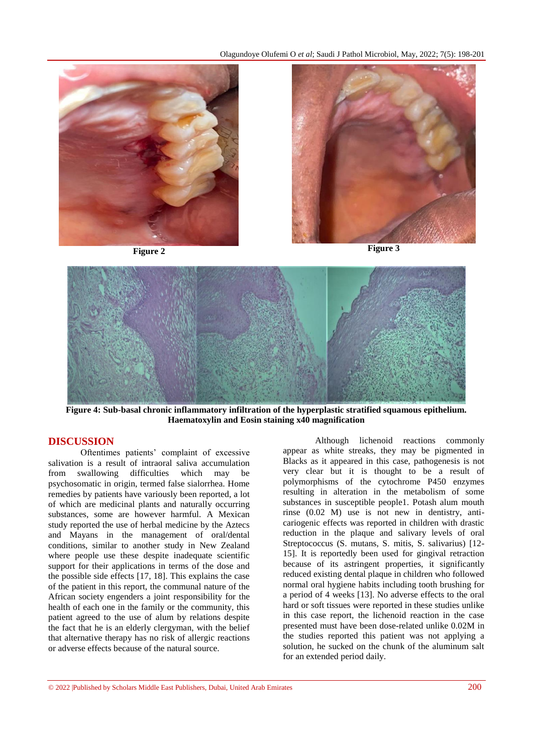**Figure 2**

**Figure 3**

**Figure 4: Sub-basal chronic inflammatory infiltration of the hyperplastic stratified squamous epithelium. Haematoxylin and Eosin staining x40 magnification**

## DISCUSSION

Oftentimes patients' complaint of excessive salivation is a result of intraoral saliva accumulation from swallowing difficulties which may be psychosomatic in origin, termed false sialorrhea. Home remedies by patients have variously been reported, a lot of which are medicinal plants and naturally occurring substances, some are however harmful. A Mexican study reported the use of herbal medicine by the Aztecs and Mayans in the management of oral/dental conditions, similar to another study in New Zealand where people use these despite inadequate scientific support for their applications in terms of the dose and the possible side effects [17, 18]. This explains the case of the patient in this report, the communal nature of the African society engenders a joint responsibility for the health of each one in the family or the community, this patient agreed to the use of alum by relations despite the fact that he is an elderly clergyman, with the belief that alternative therapy has no risk of allergic reactions or adverse effects because of the natural source.

Although lichenoid reactions commonly appear as white streaks, they may be pigmented in Blacks as it appeared in this case, pathogenesis is not very clear but it is thought to be a result of polymorphisms of the cytochrome P450 enzymes resulting in alteration in the metabolism of some substances in susceptible people1. Potash alum mouth rinse (0.02 M) use is not new in dentistry, anti-cariogenic effects was reported in children with drastic reduction in the plaque and salivary levels of oral Streptococcus (S. mutans, S. mitis, S. salivarius) [12-15]. It is reportedly been used for gingival retraction because of its astringent properties, it significantly reduced existing dental plaque in children who followed normal oral hygiene habits including tooth brushing for a period of 4 weeks [13]. No adverse effects to the oral hard or soft tissues were reported in these studies unlike in this case report, the lichenoid reaction in the case presented must have been dose-related unlike 0.02M in the studies reported this patient was not applying a solution, he sucked on the chunk of the aluminum salt for an extended period daily.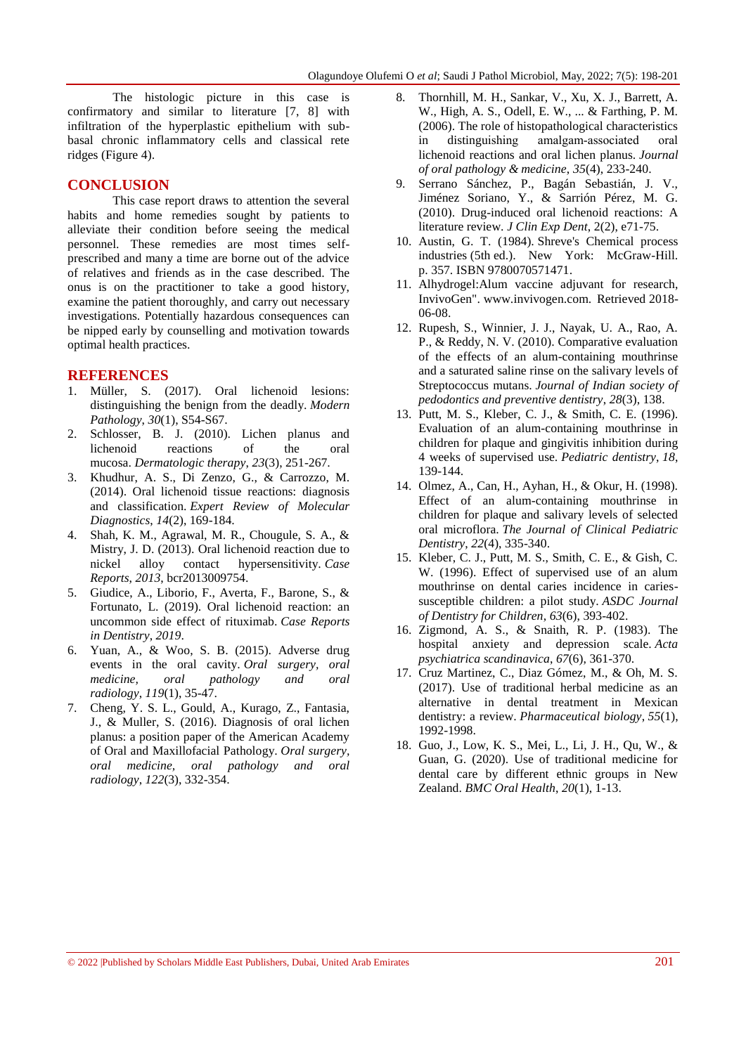The histologic picture in this case is confirmatory and similar to literature [7, 8] with infiltration of the hyperplastic epithelium with sub-basal chronic inflammatory cells and classical rete ridges (Figure 4).

## CONCLUSION

This case report draws to attention the several habits and home remedies sought by patients to alleviate their condition before seeing the medical personnel. These remedies are most times self-prescribed and many a time are borne out of the advice of relatives and friends as in the case described. The onus is on the practitioner to take a good history, examine the patient thoroughly, and carry out necessary investigations. Potentially hazardous consequences can be nipped early by counselling and motivation towards optimal health practices.

## REFERENCES

1. Müller, S. (2017). Oral lichenoid lesions: distinguishing the benign from the deadly. *Modern Pathology*, *30*(1), S54-S67.
2. Schlosser, B. J. (2010). Lichen planus and lichenoid reactions of the oral mucosa. *Dermatologic therapy*, *23*(3), 251-267.
3. Khudhur, A. S., Di Zenzo, G., & Carrozzo, M. (2014). Oral lichenoid tissue reactions: diagnosis and classification. *Expert Review of Molecular Diagnostics*, *14*(2), 169-184.
4. Shah, K. M., Agrawal, M. R., Chougule, S. A., & Mistry, J. D. (2013). Oral lichenoid reaction due to nickel alloy contact hypersensitivity. *Case Reports*, *2013*, bcr2013009754.
5. Giudice, A., Liborio, F., Averta, F., Barone, S., & Fortunato, L. (2019). Oral lichenoid reaction: an uncommon side effect of rituximab. *Case Reports in Dentistry*, *2019*.
6. Yuan, A., & Woo, S. B. (2015). Adverse drug events in the oral cavity. *Oral surgery, oral medicine, oral pathology and oral radiology*, *119*(1), 35-47.
7. Cheng, Y. S. L., Gould, A., Kurago, Z., Fantasia, J., & Muller, S. (2016). Diagnosis of oral lichen planus: a position paper of the American Academy of Oral and Maxillofacial Pathology. *Oral surgery, oral medicine, oral pathology and oral radiology*, *122*(3), 332-354.
8. Thornhill, M. H., Sankar, V., Xu, X. J., Barrett, A. W., High, A. S., Odell, E. W., ... & Farthing, P. M. (2006). The role of histopathological characteristics in distinguishing amalgam-associated oral lichenoid reactions and oral lichen planus. *Journal of oral pathology & medicine*, *35*(4), 233-240.
9. Serrano Sánchez, P., Bagán Sebastián, J. V., Jiménez Soriano, Y., & Sarrión Pérez, M. G. (2010). Drug-induced oral lichenoid reactions: A literature review. *J Clin Exp Dent*, 2(2), e71-75.
10. Austin, G. T. (1984). Shreve's Chemical process industries (5th ed.). New York: McGraw-Hill. p. 357. ISBN 9780070571471.
11. Alhydrogel:Alum vaccine adjuvant for research, InvivoGen". www.invivogen.com. Retrieved 2018-06-08.
12. Rupesh, S., Winnier, J. J., Nayak, U. A., Rao, A. P., & Reddy, N. V. (2010). Comparative evaluation of the effects of an alum-containing mouthrinse and a saturated saline rinse on the salivary levels of Streptococcus mutans. *Journal of Indian society of pedodontics and preventive dentistry*, *28*(3), 138.
13. Putt, M. S., Kleber, C. J., & Smith, C. E. (1996). Evaluation of an alum-containing mouthrinse in children for plaque and gingivitis inhibition during 4 weeks of supervised use. *Pediatric dentistry*, *18*, 139-144.
14. Olmez, A., Can, H., Ayhan, H., & Okur, H. (1998). Effect of an alum-containing mouthrinse in children for plaque and salivary levels of selected oral microflora. *The Journal of Clinical Pediatric Dentistry*, *22*(4), 335-340.
15. Kleber, C. J., Putt, M. S., Smith, C. E., & Gish, C. W. (1996). Effect of supervised use of an alum mouthrinse on dental caries incidence in caries-susceptible children: a pilot study. *ASDC Journal of Dentistry for Children*, *63*(6), 393-402.
16. Zigmond, A. S., & Snaith, R. P. (1983). The hospital anxiety and depression scale. *Acta psychiatrica scandinavica*, *67*(6), 361-370.
17. Cruz Martinez, C., Diaz Gómez, M., & Oh, M. S. (2017). Use of traditional herbal medicine as an alternative in dental treatment in Mexican dentistry: a review. *Pharmaceutical biology*, *55*(1), 1992-1998.
18. Guo, J., Low, K. S., Mei, L., Li, J. H., Qu, W., & Guan, G. (2020). Use of traditional medicine for dental care by different ethnic groups in New Zealand. *BMC Oral Health*, *20*(1), 1-13.